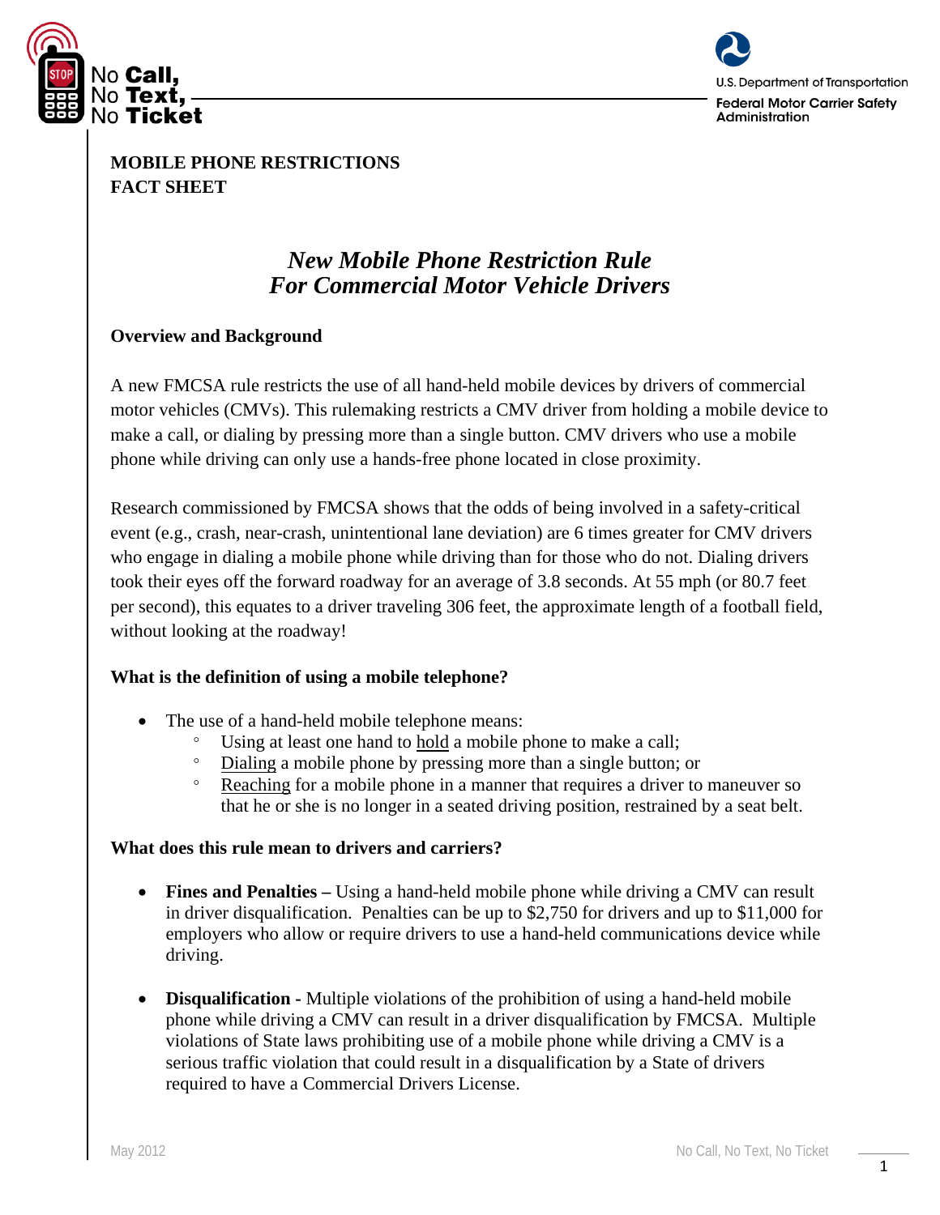No Call, No Text, No Ticket

U.S. Department of Transportation
Federal Motor Carrier Safety Administration

**MOBILE PHONE RESTRICTIONS**
**FACT SHEET**

# *New Mobile Phone Restriction Rule*
# *For Commercial Motor Vehicle Drivers*

## Overview and Background

A new FMCSA rule restricts the use of all hand-held mobile devices by drivers of commercial motor vehicles (CMVs). This rulemaking restricts a CMV driver from holding a mobile device to make a call, or dialing by pressing more than a single button. CMV drivers who use a mobile phone while driving can only use a hands-free phone located in close proximity.

Research commissioned by FMCSA shows that the odds of being involved in a safety-critical event (e.g., crash, near-crash, unintentional lane deviation) are 6 times greater for CMV drivers who engage in dialing a mobile phone while driving than for those who do not. Dialing drivers took their eyes off the forward roadway for an average of 3.8 seconds. At 55 mph (or 80.7 feet per second), this equates to a driver traveling 306 feet, the approximate length of a football field, without looking at the roadway!

## What is the definition of using a mobile telephone?

- The use of a hand-held mobile telephone means:
  - Using at least one hand to <u>hold</u> a mobile phone to make a call;
  - <u>Dialing</u> a mobile phone by pressing more than a single button; or
  - <u>Reaching</u> for a mobile phone in a manner that requires a driver to maneuver so that he or she is no longer in a seated driving position, restrained by a seat belt.

## What does this rule mean to drivers and carriers?

- **Fines and Penalties –** Using a hand-held mobile phone while driving a CMV can result in driver disqualification. Penalties can be up to $2,750 for drivers and up to $11,000 for employers who allow or require drivers to use a hand-held communications device while driving.

- **Disqualification -** Multiple violations of the prohibition of using a hand-held mobile phone while driving a CMV can result in a driver disqualification by FMCSA. Multiple violations of State laws prohibiting use of a mobile phone while driving a CMV is a serious traffic violation that could result in a disqualification by a State of drivers required to have a Commercial Drivers License.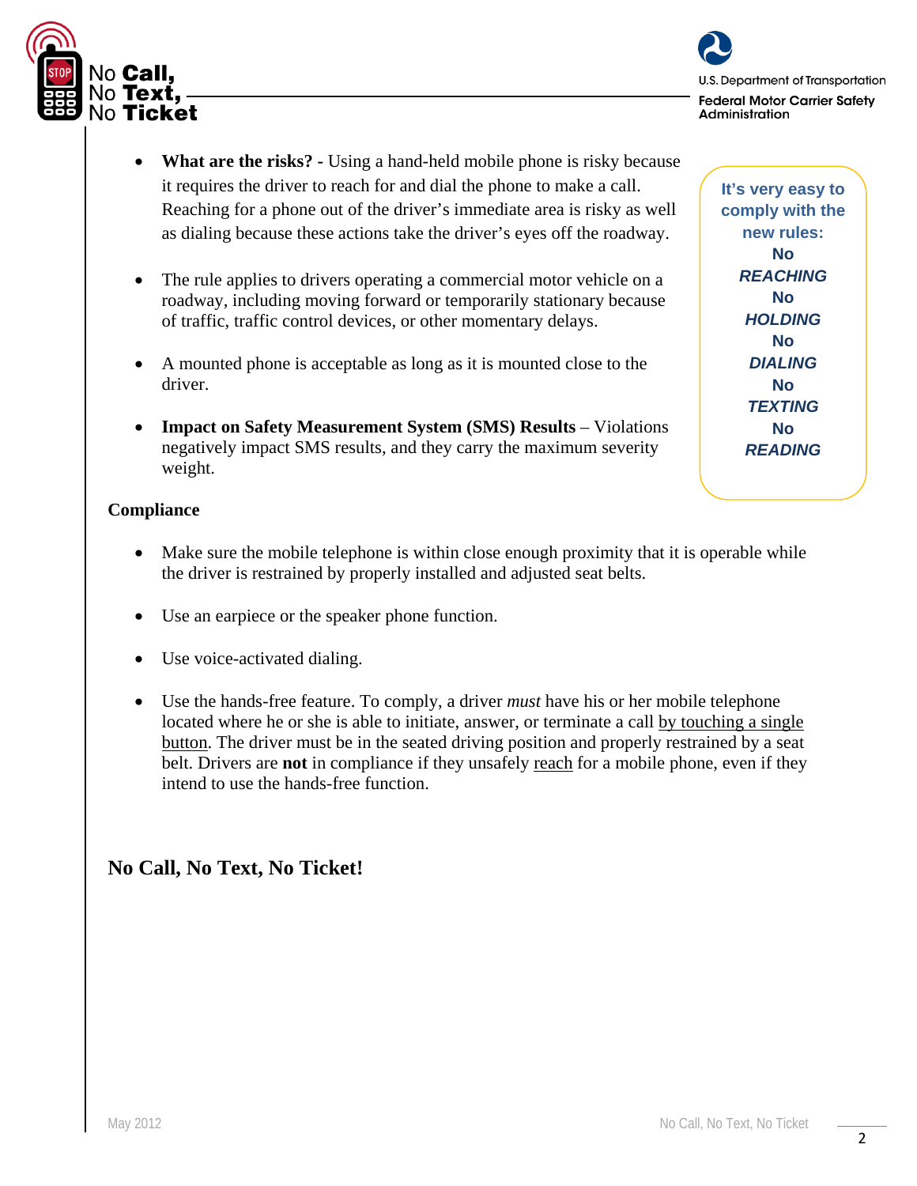- **What are the risks? -** Using a hand-held mobile phone is risky because it requires the driver to reach for and dial the phone to make a call. Reaching for a phone out of the driver's immediate area is risky as well as dialing because these actions take the driver's eyes off the roadway.

- The rule applies to drivers operating a commercial motor vehicle on a roadway, including moving forward or temporarily stationary because of traffic, traffic control devices, or other momentary delays.

- A mounted phone is acceptable as long as it is mounted close to the driver.

- **Impact on Safety Measurement System (SMS) Results** – Violations negatively impact SMS results, and they carry the maximum severity weight.

**It's very easy to comply with the new rules:**
**No *REACHING***
**No *HOLDING***
**No *DIALING***
**No *TEXTING***
**No *READING***

**Compliance**

- Make sure the mobile telephone is within close enough proximity that it is operable while the driver is restrained by properly installed and adjusted seat belts.

- Use an earpiece or the speaker phone function.

- Use voice-activated dialing.

- Use the hands-free feature. To comply, a driver *must* have his or her mobile telephone located where he or she is able to initiate, answer, or terminate a call by touching a single button. The driver must be in the seated driving position and properly restrained by a seat belt. Drivers are **not** in compliance if they unsafely reach for a mobile phone, even if they intend to use the hands-free function.

## No Call, No Text, No Ticket!